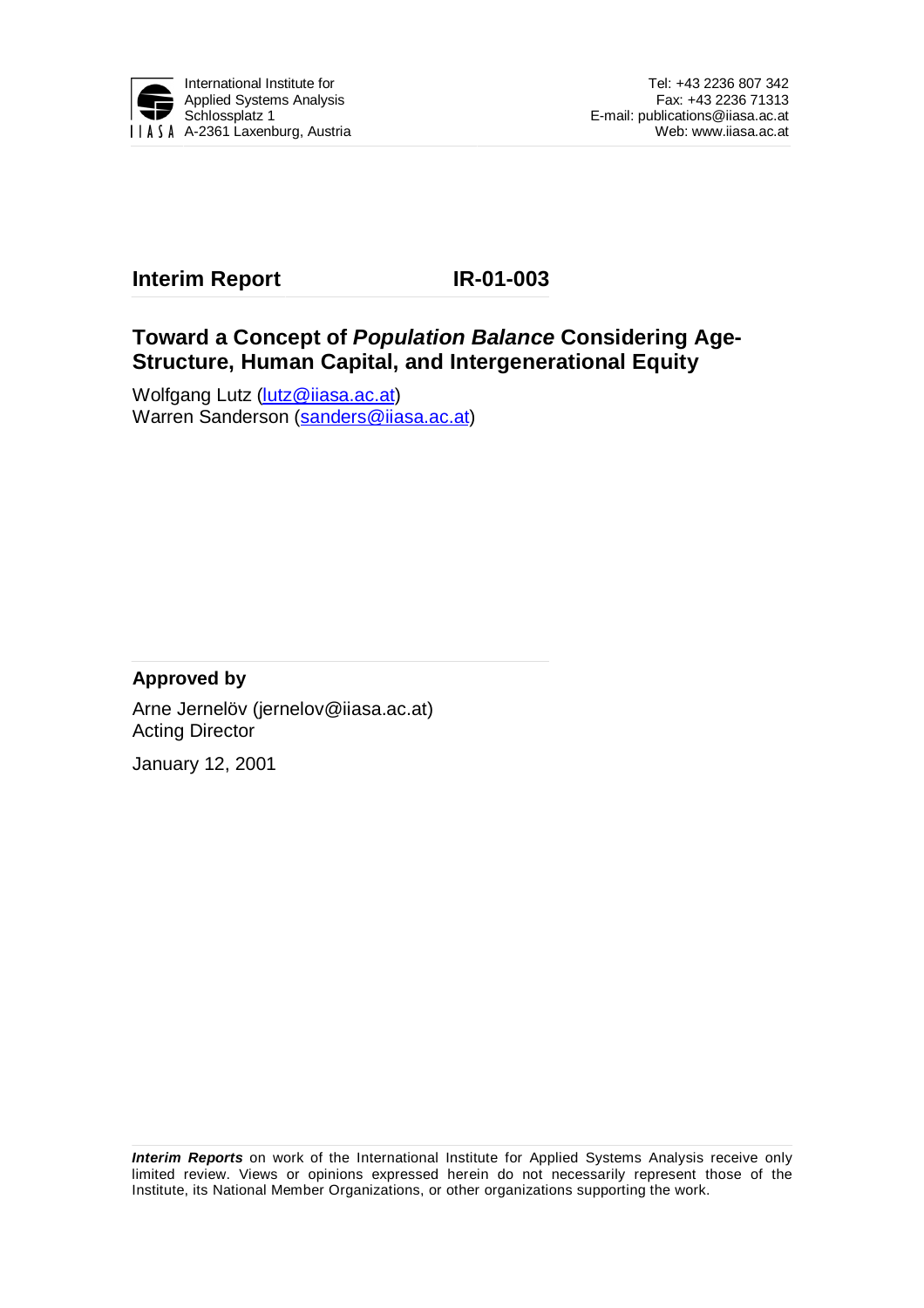International Institute for Applied Systems Analysis
Schlossplatz 1
A-2361 Laxenburg, Austria

Tel: +43 2236 807 342
Fax: +43 2236 71313
E-mail: publications@iiasa.ac.at
Web: www.iiasa.ac.at

**Interim Report** **IR-01-003**

# Toward a Concept of *Population Balance* Considering Age-Structure, Human Capital, and Intergenerational Equity

Wolfgang Lutz (lutz@iiasa.ac.at)
Warren Sanderson (sanders@iiasa.ac.at)

**Approved by**

Arne Jernelöv (jernelov@iiasa.ac.at)
Acting Director

January 12, 2001

***Interim Reports*** on work of the International Institute for Applied Systems Analysis receive only limited review. Views or opinions expressed herein do not necessarily represent those of the Institute, its National Member Organizations, or other organizations supporting the work.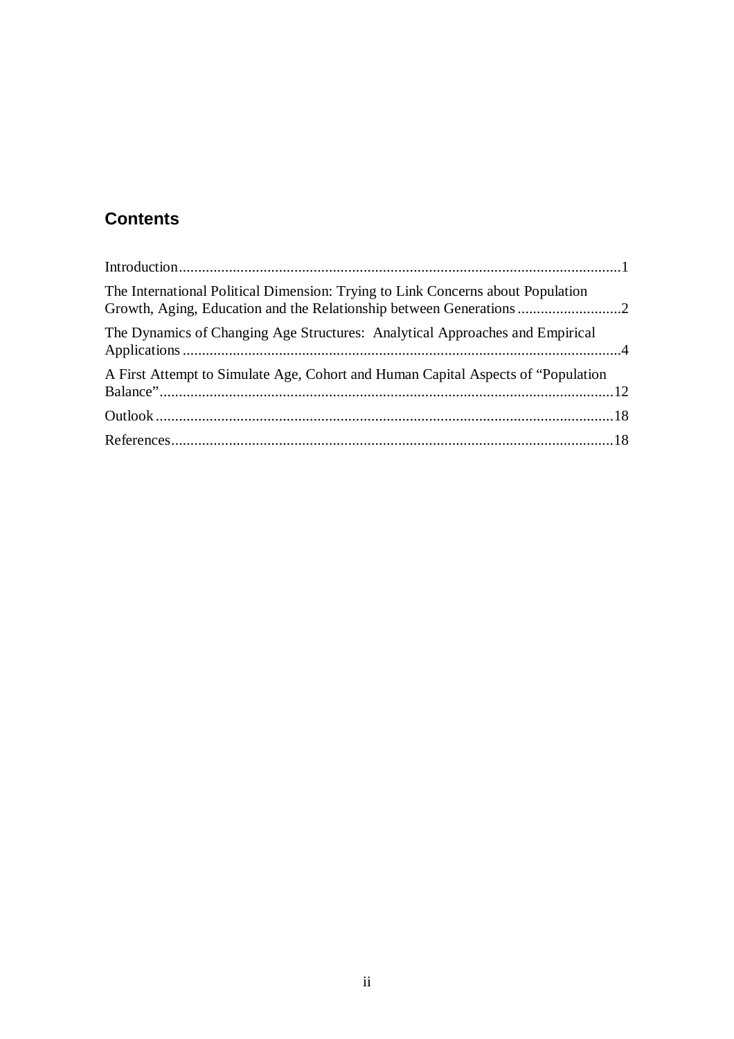## Contents

Introduction....................................................................................................................1

The International Political Dimension: Trying to Link Concerns about Population Growth, Aging, Education and the Relationship between Generations ...........................2

The Dynamics of Changing Age Structures: Analytical Approaches and Empirical Applications ..................................................................................................................4

A First Attempt to Simulate Age, Cohort and Human Capital Aspects of "Population Balance"......................................................................................................................12

Outlook .......................................................................................................................18

References...................................................................................................................18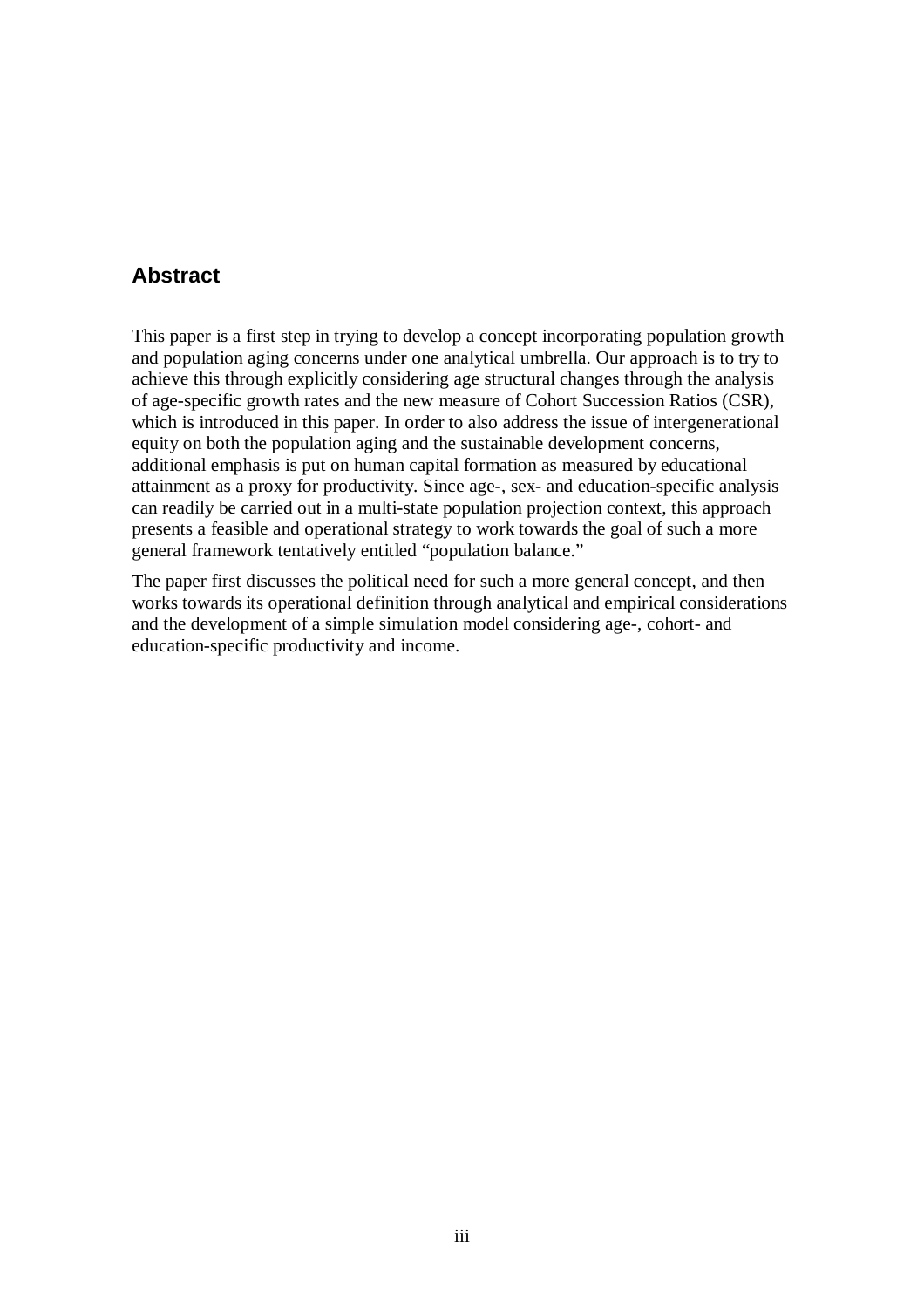## Abstract

This paper is a first step in trying to develop a concept incorporating population growth and population aging concerns under one analytical umbrella. Our approach is to try to achieve this through explicitly considering age structural changes through the analysis of age-specific growth rates and the new measure of Cohort Succession Ratios (CSR), which is introduced in this paper. In order to also address the issue of intergenerational equity on both the population aging and the sustainable development concerns, additional emphasis is put on human capital formation as measured by educational attainment as a proxy for productivity. Since age-, sex- and education-specific analysis can readily be carried out in a multi-state population projection context, this approach presents a feasible and operational strategy to work towards the goal of such a more general framework tentatively entitled “population balance.”

The paper first discusses the political need for such a more general concept, and then works towards its operational definition through analytical and empirical considerations and the development of a simple simulation model considering age-, cohort- and education-specific productivity and income.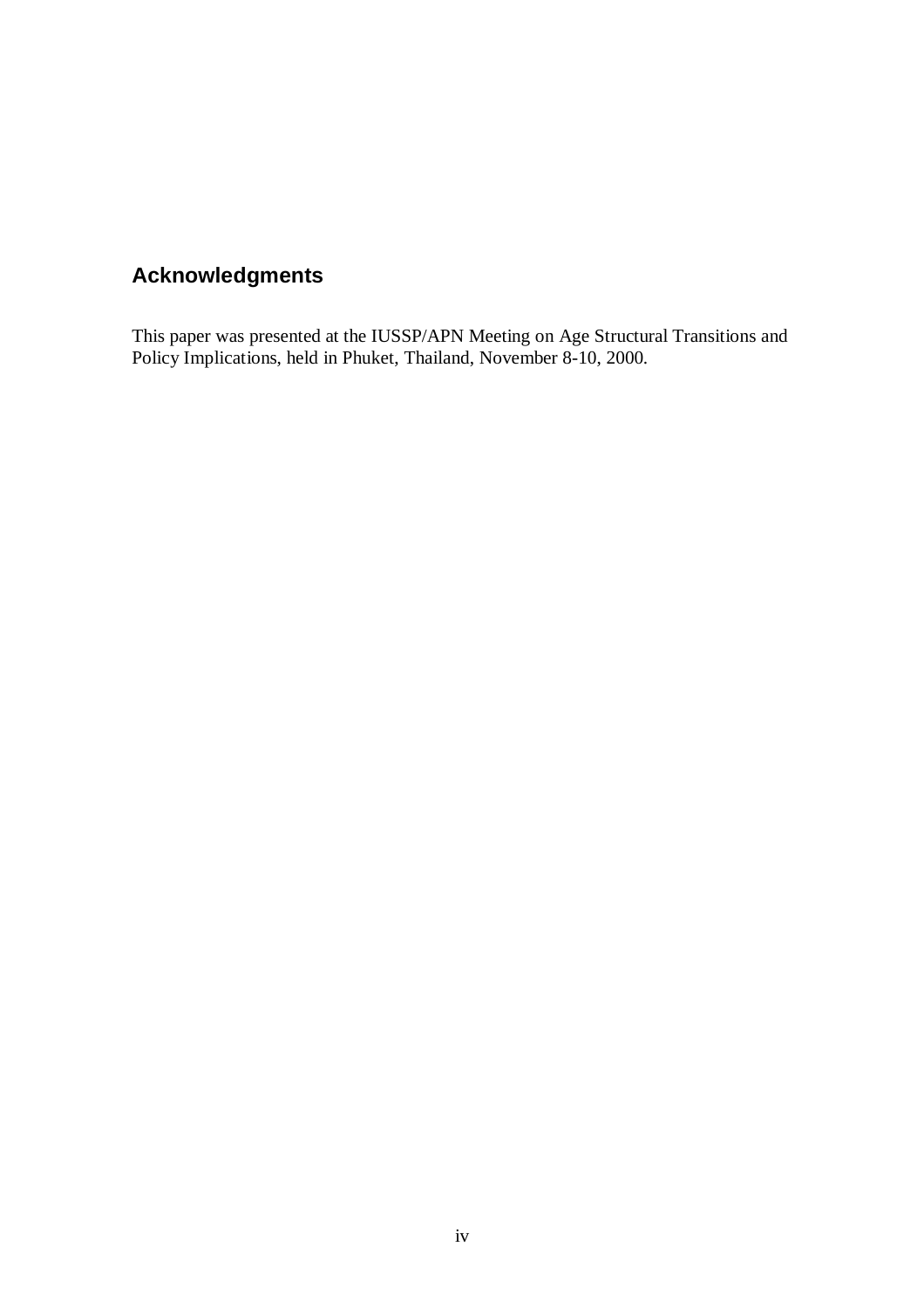## Acknowledgments

This paper was presented at the IUSSP/APN Meeting on Age Structural Transitions and Policy Implications, held in Phuket, Thailand, November 8-10, 2000.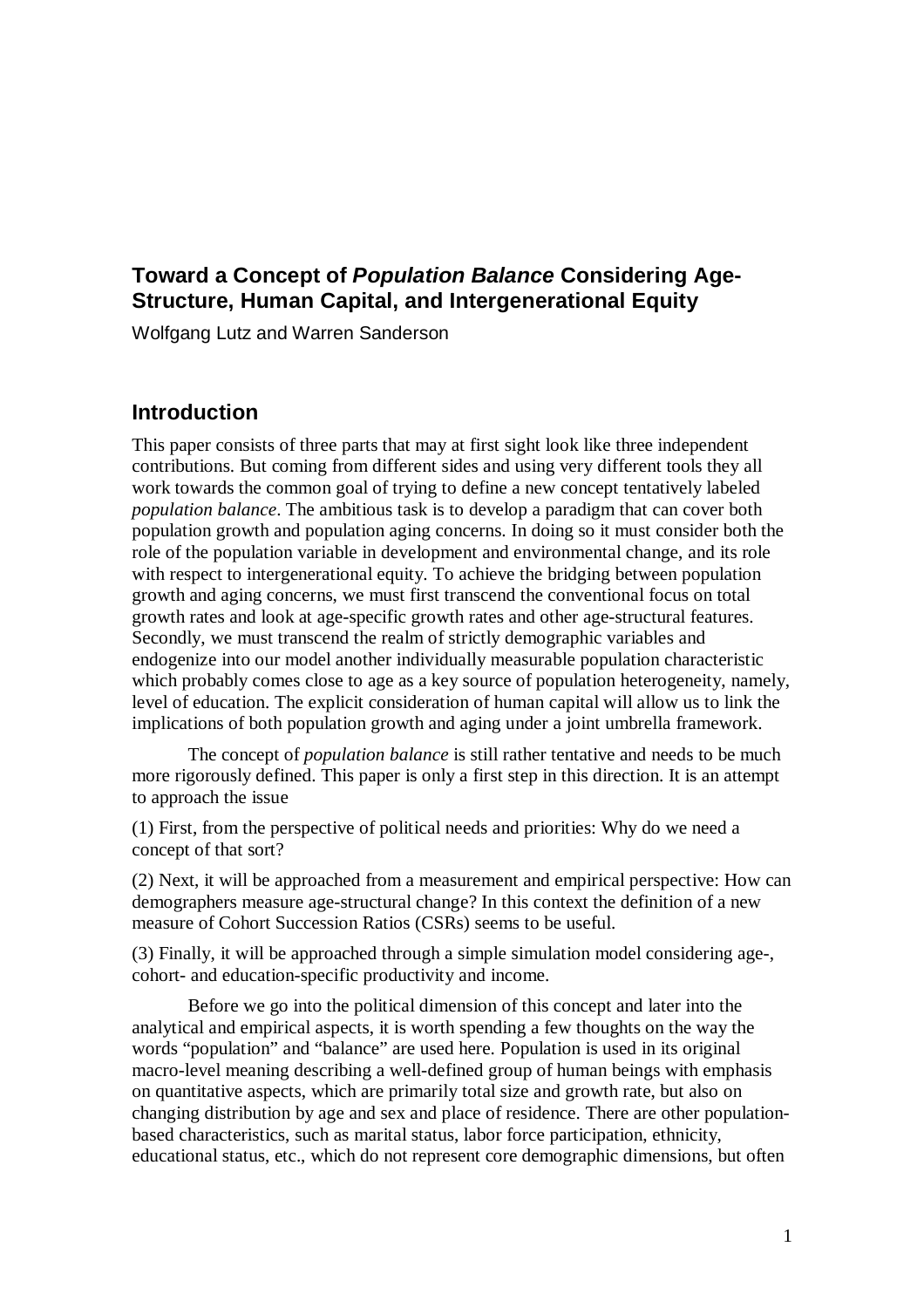## Toward a Concept of *Population Balance* Considering Age-Structure, Human Capital, and Intergenerational Equity

Wolfgang Lutz and Warren Sanderson

## Introduction

This paper consists of three parts that may at first sight look like three independent contributions. But coming from different sides and using very different tools they all work towards the common goal of trying to define a new concept tentatively labeled *population balance*. The ambitious task is to develop a paradigm that can cover both population growth and population aging concerns. In doing so it must consider both the role of the population variable in development and environmental change, and its role with respect to intergenerational equity. To achieve the bridging between population growth and aging concerns, we must first transcend the conventional focus on total growth rates and look at age-specific growth rates and other age-structural features. Secondly, we must transcend the realm of strictly demographic variables and endogenize into our model another individually measurable population characteristic which probably comes close to age as a key source of population heterogeneity, namely, level of education. The explicit consideration of human capital will allow us to link the implications of both population growth and aging under a joint umbrella framework.

The concept of *population balance* is still rather tentative and needs to be much more rigorously defined. This paper is only a first step in this direction. It is an attempt to approach the issue

(1) First, from the perspective of political needs and priorities: Why do we need a concept of that sort?

(2) Next, it will be approached from a measurement and empirical perspective: How can demographers measure age-structural change? In this context the definition of a new measure of Cohort Succession Ratios (CSRs) seems to be useful.

(3) Finally, it will be approached through a simple simulation model considering age-, cohort- and education-specific productivity and income.

Before we go into the political dimension of this concept and later into the analytical and empirical aspects, it is worth spending a few thoughts on the way the words "population" and "balance" are used here. Population is used in its original macro-level meaning describing a well-defined group of human beings with emphasis on quantitative aspects, which are primarily total size and growth rate, but also on changing distribution by age and sex and place of residence. There are other population-based characteristics, such as marital status, labor force participation, ethnicity, educational status, etc., which do not represent core demographic dimensions, but often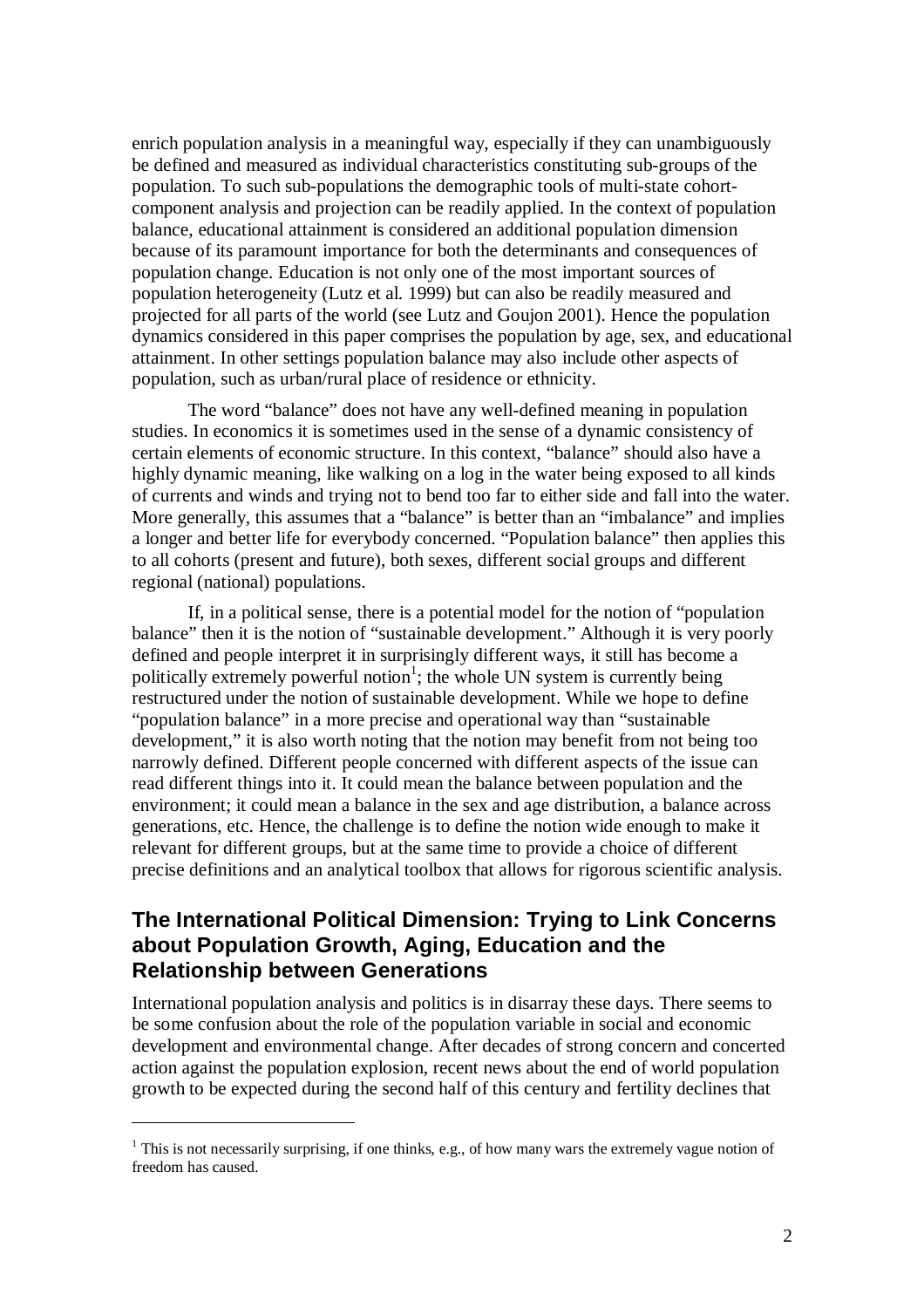enrich population analysis in a meaningful way, especially if they can unambiguously be defined and measured as individual characteristics constituting sub-groups of the population. To such sub-populations the demographic tools of multi-state cohort-component analysis and projection can be readily applied. In the context of population balance, educational attainment is considered an additional population dimension because of its paramount importance for both the determinants and consequences of population change. Education is not only one of the most important sources of population heterogeneity (Lutz et al. 1999) but can also be readily measured and projected for all parts of the world (see Lutz and Goujon 2001). Hence the population dynamics considered in this paper comprises the population by age, sex, and educational attainment. In other settings population balance may also include other aspects of population, such as urban/rural place of residence or ethnicity.

The word "balance" does not have any well-defined meaning in population studies. In economics it is sometimes used in the sense of a dynamic consistency of certain elements of economic structure. In this context, "balance" should also have a highly dynamic meaning, like walking on a log in the water being exposed to all kinds of currents and winds and trying not to bend too far to either side and fall into the water. More generally, this assumes that a "balance" is better than an "imbalance" and implies a longer and better life for everybody concerned. "Population balance" then applies this to all cohorts (present and future), both sexes, different social groups and different regional (national) populations.

If, in a political sense, there is a potential model for the notion of "population balance" then it is the notion of "sustainable development." Although it is very poorly defined and people interpret it in surprisingly different ways, it still has become a politically extremely powerful notion[1]; the whole UN system is currently being restructured under the notion of sustainable development. While we hope to define "population balance" in a more precise and operational way than "sustainable development," it is also worth noting that the notion may benefit from not being too narrowly defined. Different people concerned with different aspects of the issue can read different things into it. It could mean the balance between population and the environment; it could mean a balance in the sex and age distribution, a balance across generations, etc. Hence, the challenge is to define the notion wide enough to make it relevant for different groups, but at the same time to provide a choice of different precise definitions and an analytical toolbox that allows for rigorous scientific analysis.

## The International Political Dimension: Trying to Link Concerns about Population Growth, Aging, Education and the Relationship between Generations

International population analysis and politics is in disarray these days. There seems to be some confusion about the role of the population variable in social and economic development and environmental change. After decades of strong concern and concerted action against the population explosion, recent news about the end of world population growth to be expected during the second half of this century and fertility declines that

[1] This is not necessarily surprising, if one thinks, e.g., of how many wars the extremely vague notion of freedom has caused.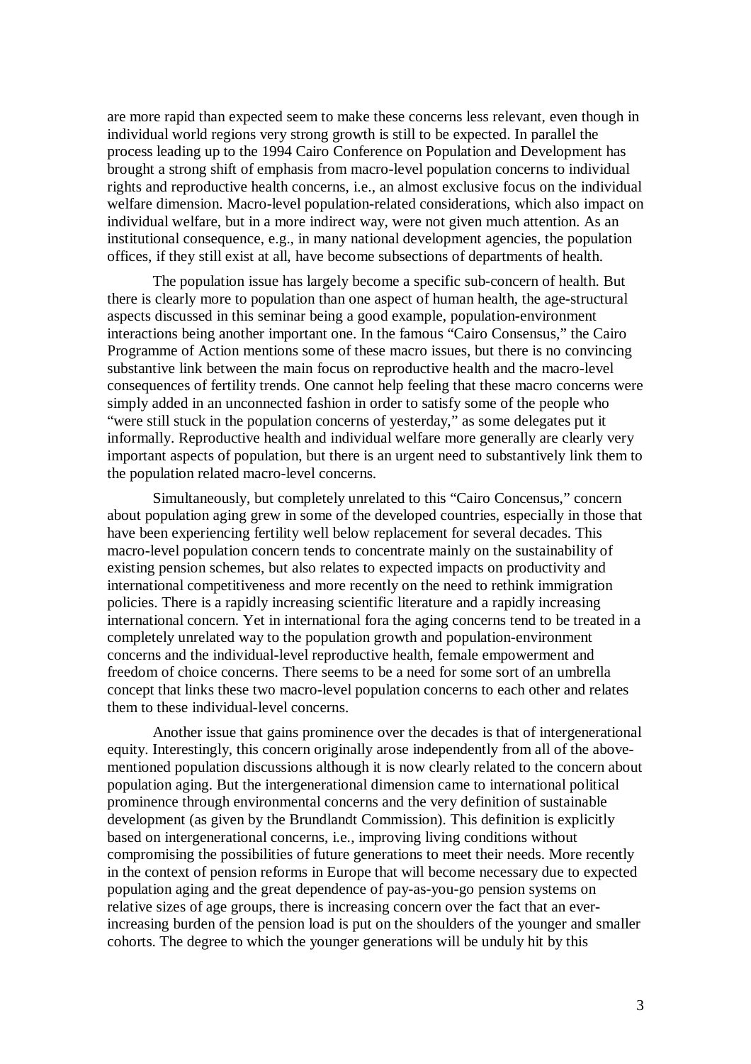are more rapid than expected seem to make these concerns less relevant, even though in individual world regions very strong growth is still to be expected. In parallel the process leading up to the 1994 Cairo Conference on Population and Development has brought a strong shift of emphasis from macro-level population concerns to individual rights and reproductive health concerns, i.e., an almost exclusive focus on the individual welfare dimension. Macro-level population-related considerations, which also impact on individual welfare, but in a more indirect way, were not given much attention. As an institutional consequence, e.g., in many national development agencies, the population offices, if they still exist at all, have become subsections of departments of health.

The population issue has largely become a specific sub-concern of health. But there is clearly more to population than one aspect of human health, the age-structural aspects discussed in this seminar being a good example, population-environment interactions being another important one. In the famous "Cairo Consensus," the Cairo Programme of Action mentions some of these macro issues, but there is no convincing substantive link between the main focus on reproductive health and the macro-level consequences of fertility trends. One cannot help feeling that these macro concerns were simply added in an unconnected fashion in order to satisfy some of the people who "were still stuck in the population concerns of yesterday," as some delegates put it informally. Reproductive health and individual welfare more generally are clearly very important aspects of population, but there is an urgent need to substantively link them to the population related macro-level concerns.

Simultaneously, but completely unrelated to this "Cairo Concensus," concern about population aging grew in some of the developed countries, especially in those that have been experiencing fertility well below replacement for several decades. This macro-level population concern tends to concentrate mainly on the sustainability of existing pension schemes, but also relates to expected impacts on productivity and international competitiveness and more recently on the need to rethink immigration policies. There is a rapidly increasing scientific literature and a rapidly increasing international concern. Yet in international fora the aging concerns tend to be treated in a completely unrelated way to the population growth and population-environment concerns and the individual-level reproductive health, female empowerment and freedom of choice concerns. There seems to be a need for some sort of an umbrella concept that links these two macro-level population concerns to each other and relates them to these individual-level concerns.

Another issue that gains prominence over the decades is that of intergenerational equity. Interestingly, this concern originally arose independently from all of the above-mentioned population discussions although it is now clearly related to the concern about population aging. But the intergenerational dimension came to international political prominence through environmental concerns and the very definition of sustainable development (as given by the Brundlandt Commission). This definition is explicitly based on intergenerational concerns, i.e., improving living conditions without compromising the possibilities of future generations to meet their needs. More recently in the context of pension reforms in Europe that will become necessary due to expected population aging and the great dependence of pay-as-you-go pension systems on relative sizes of age groups, there is increasing concern over the fact that an ever-increasing burden of the pension load is put on the shoulders of the younger and smaller cohorts. The degree to which the younger generations will be unduly hit by this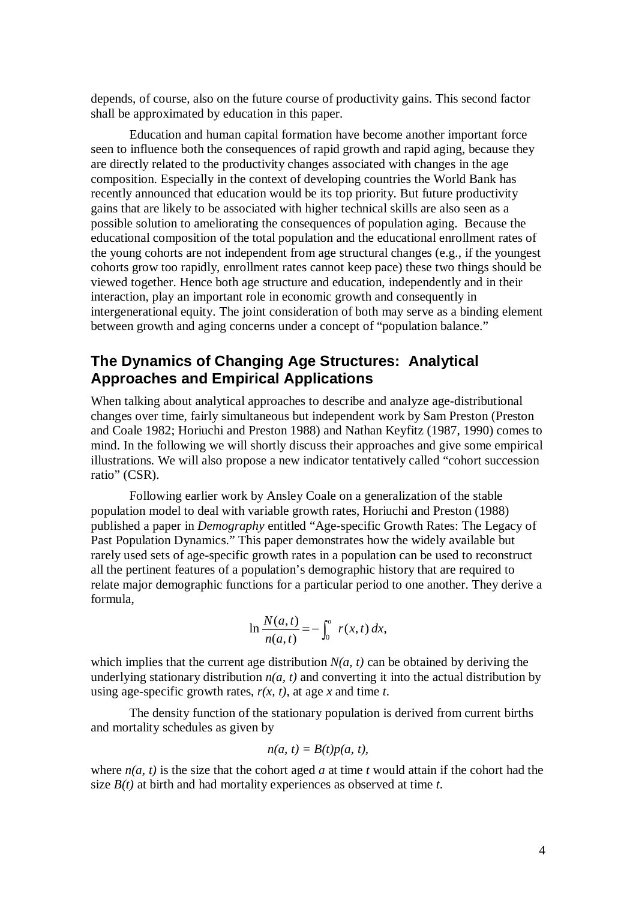depends, of course, also on the future course of productivity gains. This second factor shall be approximated by education in this paper.

Education and human capital formation have become another important force seen to influence both the consequences of rapid growth and rapid aging, because they are directly related to the productivity changes associated with changes in the age composition. Especially in the context of developing countries the World Bank has recently announced that education would be its top priority. But future productivity gains that are likely to be associated with higher technical skills are also seen as a possible solution to ameliorating the consequences of population aging. Because the educational composition of the total population and the educational enrollment rates of the young cohorts are not independent from age structural changes (e.g., if the youngest cohorts grow too rapidly, enrollment rates cannot keep pace) these two things should be viewed together. Hence both age structure and education, independently and in their interaction, play an important role in economic growth and consequently in intergenerational equity. The joint consideration of both may serve as a binding element between growth and aging concerns under a concept of "population balance."

## The Dynamics of Changing Age Structures: Analytical Approaches and Empirical Applications

When talking about analytical approaches to describe and analyze age-distributional changes over time, fairly simultaneous but independent work by Sam Preston (Preston and Coale 1982; Horiuchi and Preston 1988) and Nathan Keyfitz (1987, 1990) comes to mind. In the following we will shortly discuss their approaches and give some empirical illustrations. We will also propose a new indicator tentatively called "cohort succession ratio" (CSR).

Following earlier work by Ansley Coale on a generalization of the stable population model to deal with variable growth rates, Horiuchi and Preston (1988) published a paper in *Demography* entitled "Age-specific Growth Rates: The Legacy of Past Population Dynamics." This paper demonstrates how the widely available but rarely used sets of age-specific growth rates in a population can be used to reconstruct all the pertinent features of a population's demographic history that are required to relate major demographic functions for a particular period to one another. They derive a formula,

$$\ln \frac{N(a,t)}{n(a,t)} = -\int_0^a r(x,t)\,dx,$$

which implies that the current age distribution $N(a, t)$ can be obtained by deriving the underlying stationary distribution $n(a, t)$ and converting it into the actual distribution by using age-specific growth rates, $r(x, t)$, at age $x$ and time $t$.

The density function of the stationary population is derived from current births and mortality schedules as given by

$$n(a, t) = B(t)p(a, t),$$

where $n(a, t)$ is the size that the cohort aged $a$ at time $t$ would attain if the cohort had the size $B(t)$ at birth and had mortality experiences as observed at time $t$.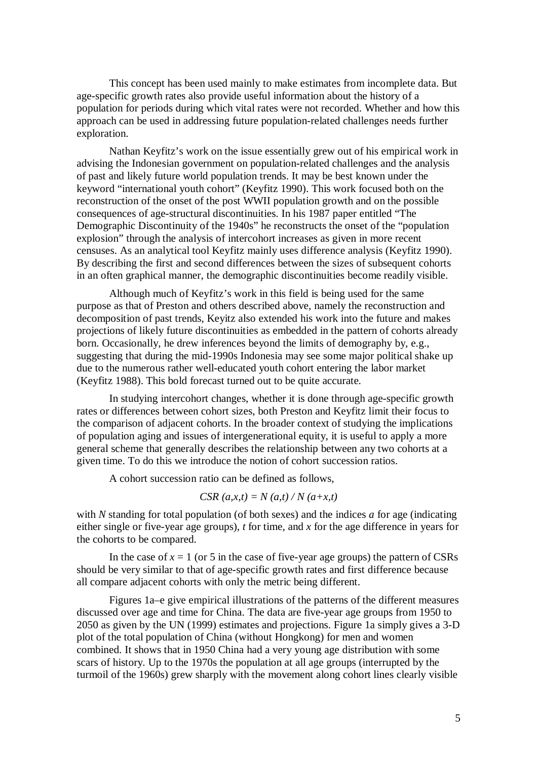This concept has been used mainly to make estimates from incomplete data. But age-specific growth rates also provide useful information about the history of a population for periods during which vital rates were not recorded. Whether and how this approach can be used in addressing future population-related challenges needs further exploration.

Nathan Keyfitz's work on the issue essentially grew out of his empirical work in advising the Indonesian government on population-related challenges and the analysis of past and likely future world population trends. It may be best known under the keyword "international youth cohort" (Keyfitz 1990). This work focused both on the reconstruction of the onset of the post WWII population growth and on the possible consequences of age-structural discontinuities. In his 1987 paper entitled "The Demographic Discontinuity of the 1940s" he reconstructs the onset of the "population explosion" through the analysis of intercohort increases as given in more recent censuses. As an analytical tool Keyfitz mainly uses difference analysis (Keyfitz 1990). By describing the first and second differences between the sizes of subsequent cohorts in an often graphical manner, the demographic discontinuities become readily visible.

Although much of Keyfitz's work in this field is being used for the same purpose as that of Preston and others described above, namely the reconstruction and decomposition of past trends, Keyitz also extended his work into the future and makes projections of likely future discontinuities as embedded in the pattern of cohorts already born. Occasionally, he drew inferences beyond the limits of demography by, e.g., suggesting that during the mid-1990s Indonesia may see some major political shake up due to the numerous rather well-educated youth cohort entering the labor market (Keyfitz 1988). This bold forecast turned out to be quite accurate.

In studying intercohort changes, whether it is done through age-specific growth rates or differences between cohort sizes, both Preston and Keyfitz limit their focus to the comparison of adjacent cohorts. In the broader context of studying the implications of population aging and issues of intergenerational equity, it is useful to apply a more general scheme that generally describes the relationship between any two cohorts at a given time. To do this we introduce the notion of cohort succession ratios.

A cohort succession ratio can be defined as follows,

$$CSR\,(a,x,t) = N\,(a,t) \,/\, N\,(a+x,t)$$

with $N$ standing for total population (of both sexes) and the indices $a$ for age (indicating either single or five-year age groups), $t$ for time, and $x$ for the age difference in years for the cohorts to be compared.

In the case of $x = 1$ (or 5 in the case of five-year age groups) the pattern of CSRs should be very similar to that of age-specific growth rates and first difference because all compare adjacent cohorts with only the metric being different.

Figures 1a–e give empirical illustrations of the patterns of the different measures discussed over age and time for China. The data are five-year age groups from 1950 to 2050 as given by the UN (1999) estimates and projections. Figure 1a simply gives a 3-D plot of the total population of China (without Hongkong) for men and women combined. It shows that in 1950 China had a very young age distribution with some scars of history. Up to the 1970s the population at all age groups (interrupted by the turmoil of the 1960s) grew sharply with the movement along cohort lines clearly visible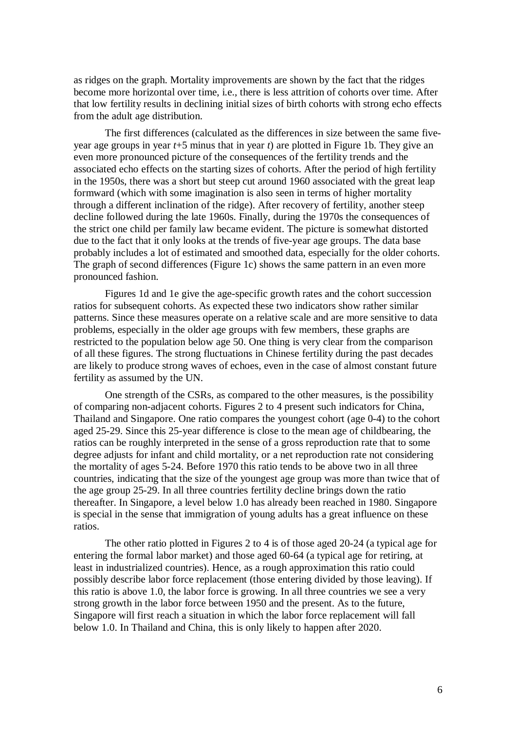as ridges on the graph. Mortality improvements are shown by the fact that the ridges become more horizontal over time, i.e., there is less attrition of cohorts over time. After that low fertility results in declining initial sizes of birth cohorts with strong echo effects from the adult age distribution.

The first differences (calculated as the differences in size between the same five-year age groups in year *t*+5 minus that in year *t*) are plotted in Figure 1b. They give an even more pronounced picture of the consequences of the fertility trends and the associated echo effects on the starting sizes of cohorts. After the period of high fertility in the 1950s, there was a short but steep cut around 1960 associated with the great leap formward (which with some imagination is also seen in terms of higher mortality through a different inclination of the ridge). After recovery of fertility, another steep decline followed during the late 1960s. Finally, during the 1970s the consequences of the strict one child per family law became evident. The picture is somewhat distorted due to the fact that it only looks at the trends of five-year age groups. The data base probably includes a lot of estimated and smoothed data, especially for the older cohorts. The graph of second differences (Figure 1c) shows the same pattern in an even more pronounced fashion.

Figures 1d and 1e give the age-specific growth rates and the cohort succession ratios for subsequent cohorts. As expected these two indicators show rather similar patterns. Since these measures operate on a relative scale and are more sensitive to data problems, especially in the older age groups with few members, these graphs are restricted to the population below age 50. One thing is very clear from the comparison of all these figures. The strong fluctuations in Chinese fertility during the past decades are likely to produce strong waves of echoes, even in the case of almost constant future fertility as assumed by the UN.

One strength of the CSRs, as compared to the other measures, is the possibility of comparing non-adjacent cohorts. Figures 2 to 4 present such indicators for China, Thailand and Singapore. One ratio compares the youngest cohort (age 0-4) to the cohort aged 25-29. Since this 25-year difference is close to the mean age of childbearing, the ratios can be roughly interpreted in the sense of a gross reproduction rate that to some degree adjusts for infant and child mortality, or a net reproduction rate not considering the mortality of ages 5-24. Before 1970 this ratio tends to be above two in all three countries, indicating that the size of the youngest age group was more than twice that of the age group 25-29. In all three countries fertility decline brings down the ratio thereafter. In Singapore, a level below 1.0 has already been reached in 1980. Singapore is special in the sense that immigration of young adults has a great influence on these ratios.

The other ratio plotted in Figures 2 to 4 is of those aged 20-24 (a typical age for entering the formal labor market) and those aged 60-64 (a typical age for retiring, at least in industrialized countries). Hence, as a rough approximation this ratio could possibly describe labor force replacement (those entering divided by those leaving). If this ratio is above 1.0, the labor force is growing. In all three countries we see a very strong growth in the labor force between 1950 and the present. As to the future, Singapore will first reach a situation in which the labor force replacement will fall below 1.0. In Thailand and China, this is only likely to happen after 2020.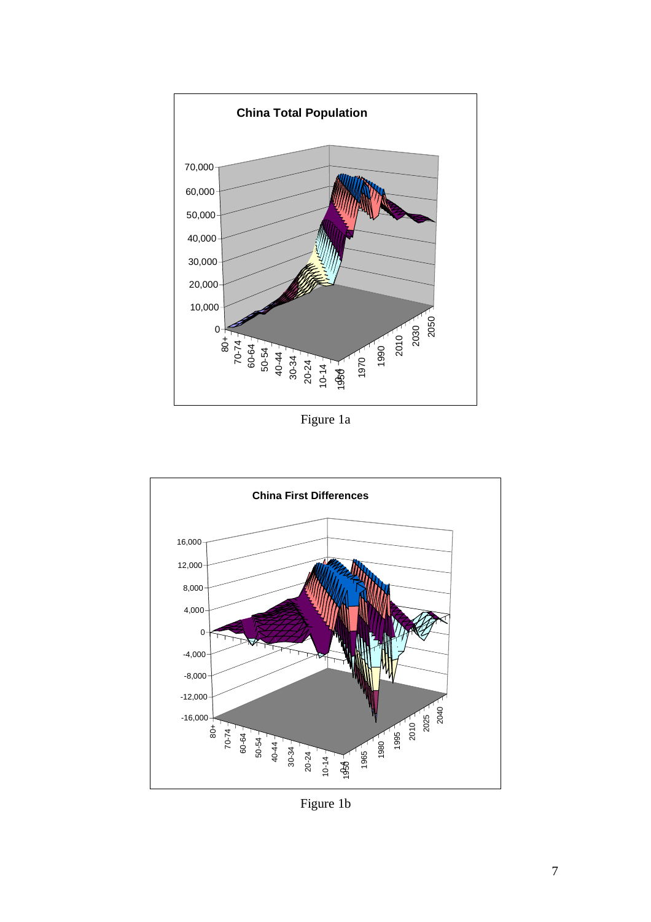Figure 1a

Figure 1b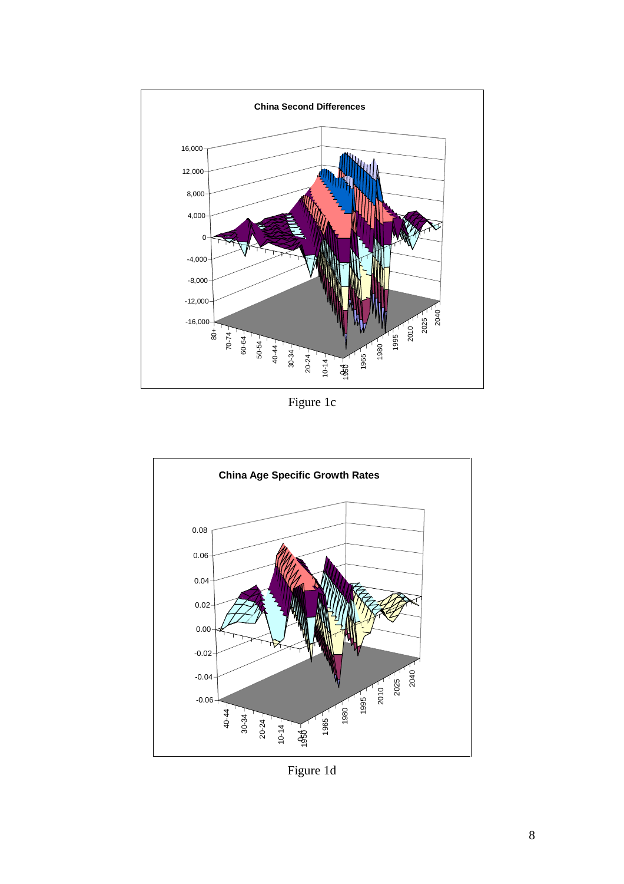**China Second Differences**

Figure 1c

**China Age Specific Growth Rates**

Figure 1d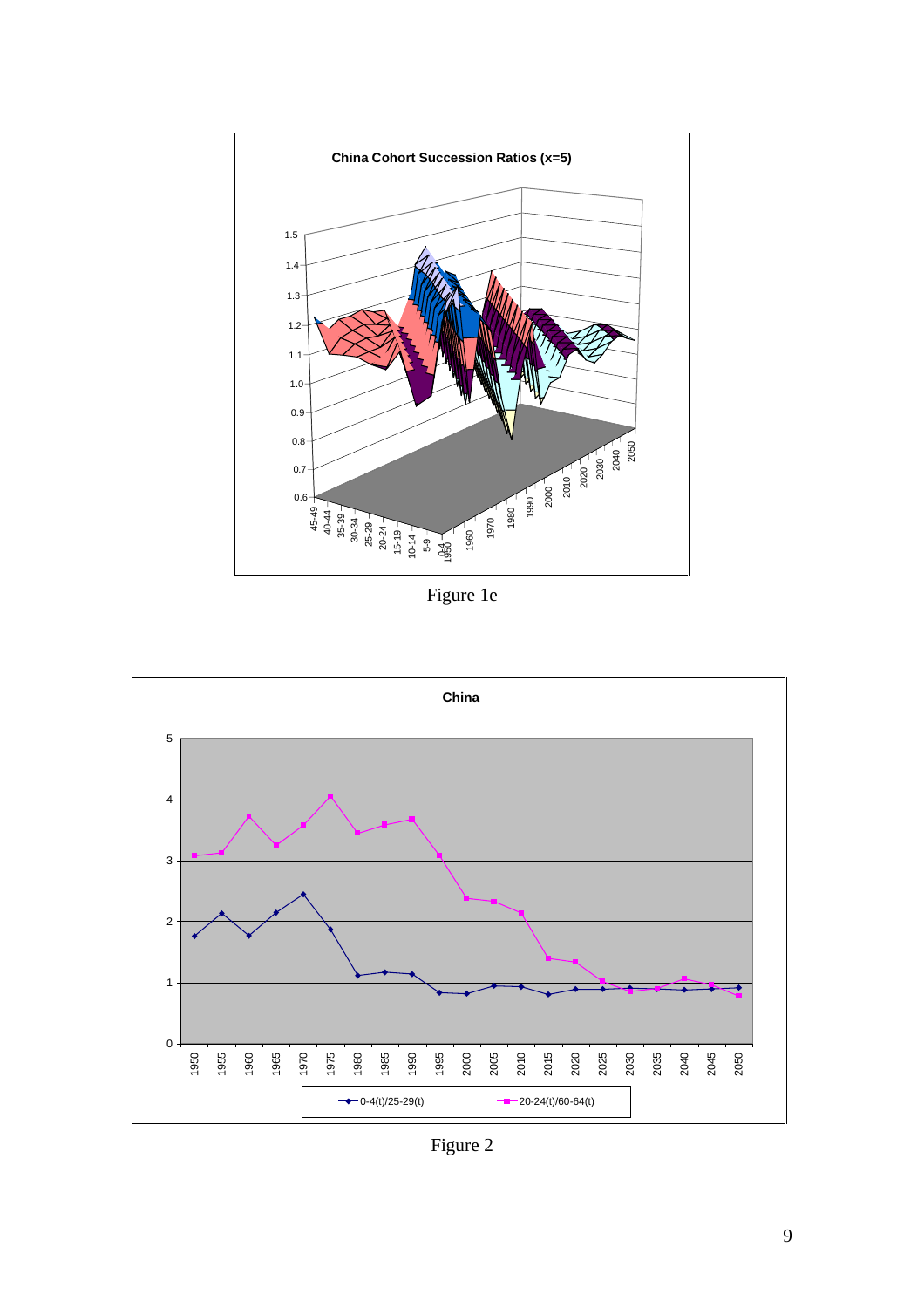Figure 1e

Figure 2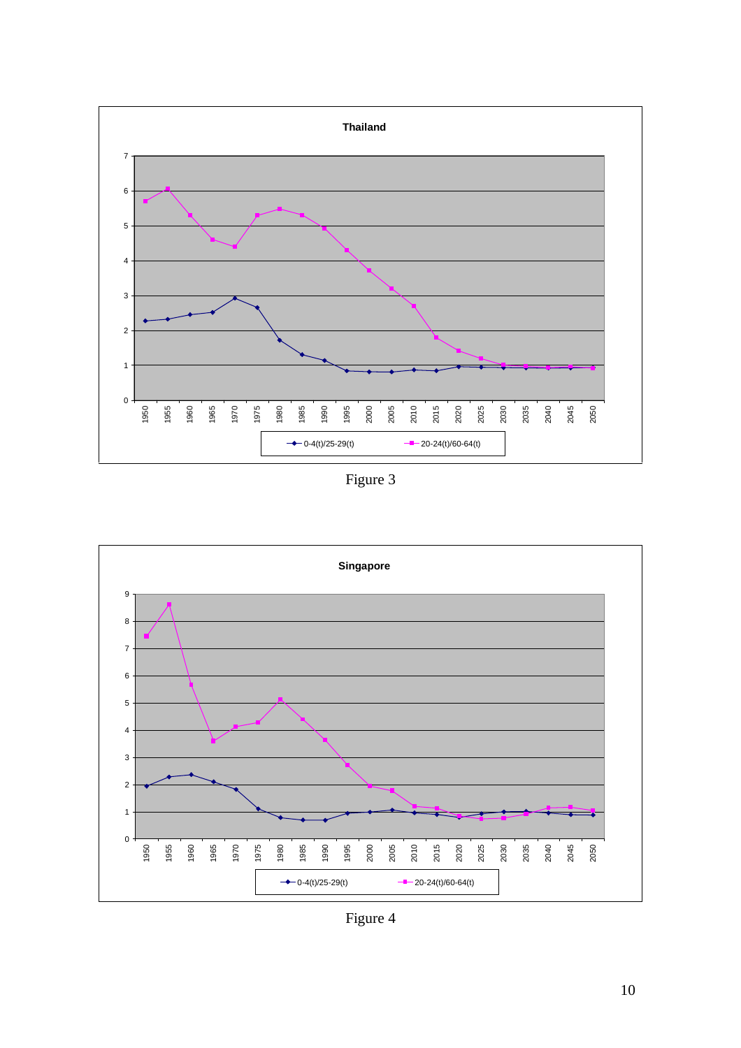Figure 3

Figure 4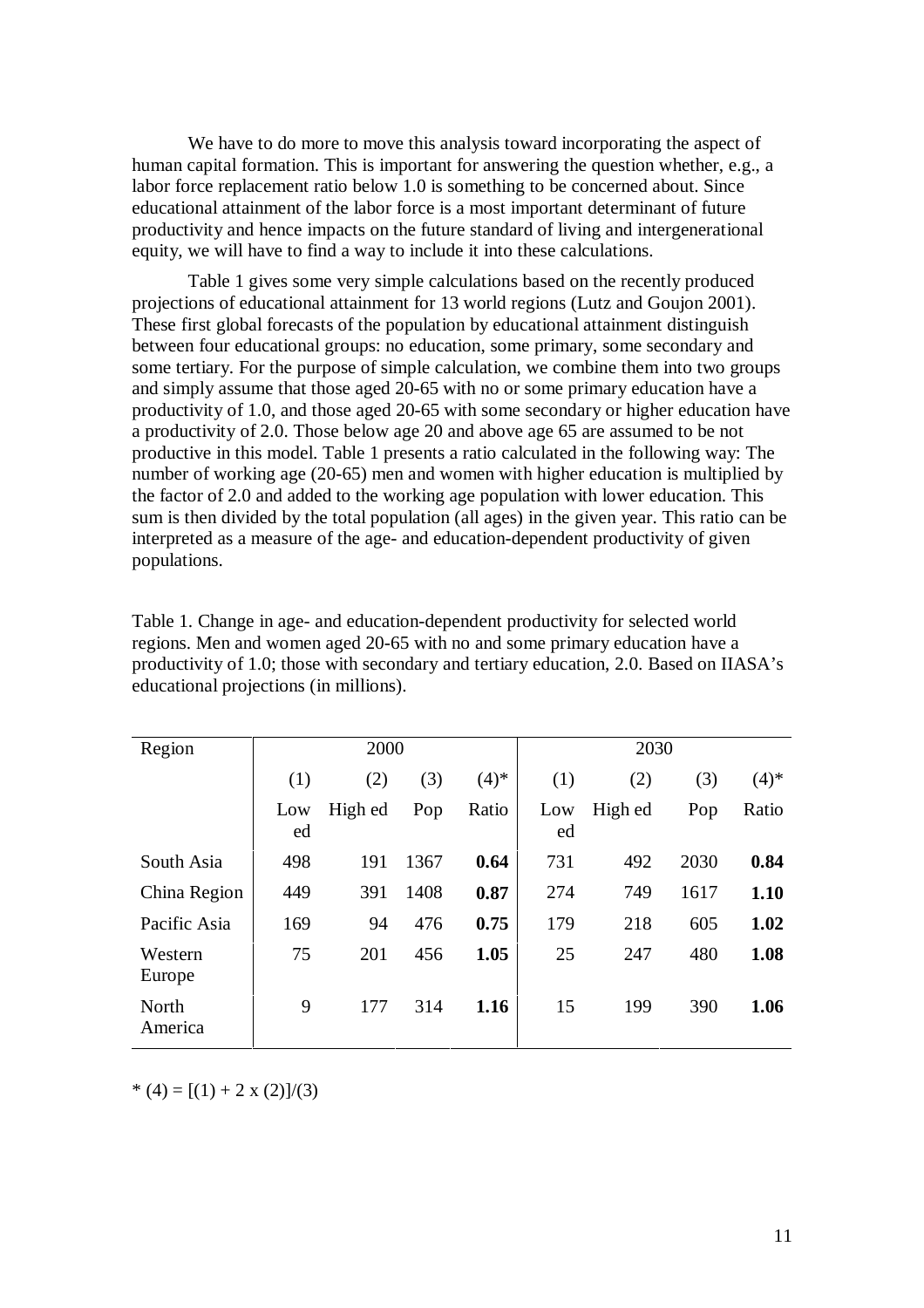We have to do more to move this analysis toward incorporating the aspect of human capital formation. This is important for answering the question whether, e.g., a labor force replacement ratio below 1.0 is something to be concerned about. Since educational attainment of the labor force is a most important determinant of future productivity and hence impacts on the future standard of living and intergenerational equity, we will have to find a way to include it into these calculations.

Table 1 gives some very simple calculations based on the recently produced projections of educational attainment for 13 world regions (Lutz and Goujon 2001). These first global forecasts of the population by educational attainment distinguish between four educational groups: no education, some primary, some secondary and some tertiary. For the purpose of simple calculation, we combine them into two groups and simply assume that those aged 20-65 with no or some primary education have a productivity of 1.0, and those aged 20-65 with some secondary or higher education have a productivity of 2.0. Those below age 20 and above age 65 are assumed to be not productive in this model. Table 1 presents a ratio calculated in the following way: The number of working age (20-65) men and women with higher education is multiplied by the factor of 2.0 and added to the working age population with lower education. This sum is then divided by the total population (all ages) in the given year. This ratio can be interpreted as a measure of the age- and education-dependent productivity of given populations.

Table 1. Change in age- and education-dependent productivity for selected world regions. Men and women aged 20-65 with no and some primary education have a productivity of 1.0; those with secondary and tertiary education, 2.0. Based on IIASA's educational projections (in millions).

| Region | 2000 | | | | 2030 | | | |
|---|---|---|---|---|---|---|---|---|
| | (1) | (2) | (3) | (4)* | (1) | (2) | (3) | (4)* |
| | Low ed | High ed | Pop | Ratio | Low ed | High ed | Pop | Ratio |
| South Asia | 498 | 191 | 1367 | **0.64** | 731 | 492 | 2030 | **0.84** |
| China Region | 449 | 391 | 1408 | **0.87** | 274 | 749 | 1617 | **1.10** |
| Pacific Asia | 169 | 94 | 476 | **0.75** | 179 | 218 | 605 | **1.02** |
| Western Europe | 75 | 201 | 456 | **1.05** | 25 | 247 | 480 | **1.08** |
| North America | 9 | 177 | 314 | **1.16** | 15 | 199 | 390 | **1.06** |

* (4) = [(1) + 2 x (2)]/(3)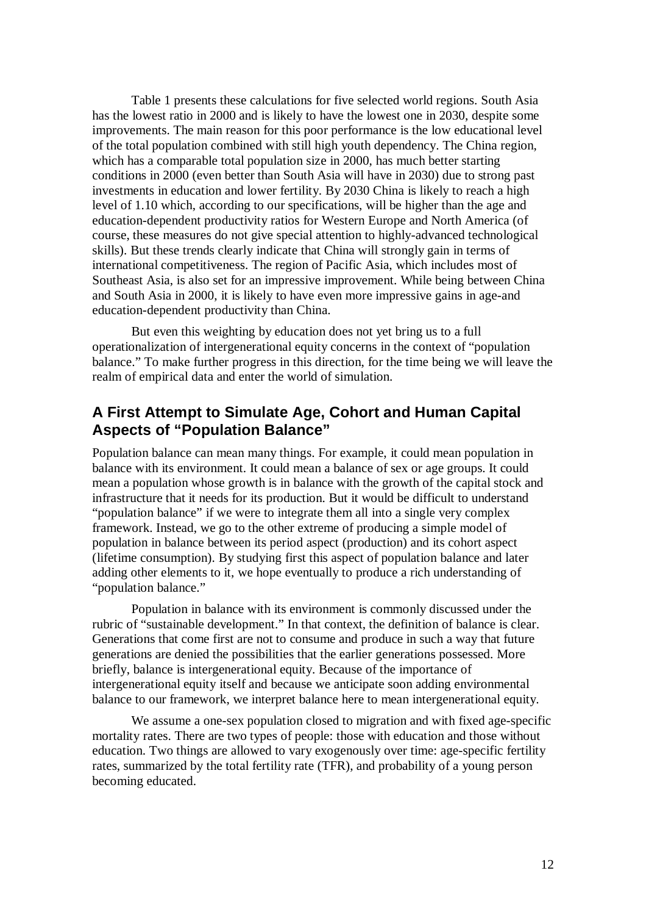Table 1 presents these calculations for five selected world regions. South Asia has the lowest ratio in 2000 and is likely to have the lowest one in 2030, despite some improvements. The main reason for this poor performance is the low educational level of the total population combined with still high youth dependency. The China region, which has a comparable total population size in 2000, has much better starting conditions in 2000 (even better than South Asia will have in 2030) due to strong past investments in education and lower fertility. By 2030 China is likely to reach a high level of 1.10 which, according to our specifications, will be higher than the age and education-dependent productivity ratios for Western Europe and North America (of course, these measures do not give special attention to highly-advanced technological skills). But these trends clearly indicate that China will strongly gain in terms of international competitiveness. The region of Pacific Asia, which includes most of Southeast Asia, is also set for an impressive improvement. While being between China and South Asia in 2000, it is likely to have even more impressive gains in age-and education-dependent productivity than China.

But even this weighting by education does not yet bring us to a full operationalization of intergenerational equity concerns in the context of "population balance." To make further progress in this direction, for the time being we will leave the realm of empirical data and enter the world of simulation.

## A First Attempt to Simulate Age, Cohort and Human Capital Aspects of "Population Balance"

Population balance can mean many things. For example, it could mean population in balance with its environment. It could mean a balance of sex or age groups. It could mean a population whose growth is in balance with the growth of the capital stock and infrastructure that it needs for its production. But it would be difficult to understand "population balance" if we were to integrate them all into a single very complex framework. Instead, we go to the other extreme of producing a simple model of population in balance between its period aspect (production) and its cohort aspect (lifetime consumption). By studying first this aspect of population balance and later adding other elements to it, we hope eventually to produce a rich understanding of "population balance."

Population in balance with its environment is commonly discussed under the rubric of "sustainable development." In that context, the definition of balance is clear. Generations that come first are not to consume and produce in such a way that future generations are denied the possibilities that the earlier generations possessed. More briefly, balance is intergenerational equity. Because of the importance of intergenerational equity itself and because we anticipate soon adding environmental balance to our framework, we interpret balance here to mean intergenerational equity.

We assume a one-sex population closed to migration and with fixed age-specific mortality rates. There are two types of people: those with education and those without education. Two things are allowed to vary exogenously over time: age-specific fertility rates, summarized by the total fertility rate (TFR), and probability of a young person becoming educated.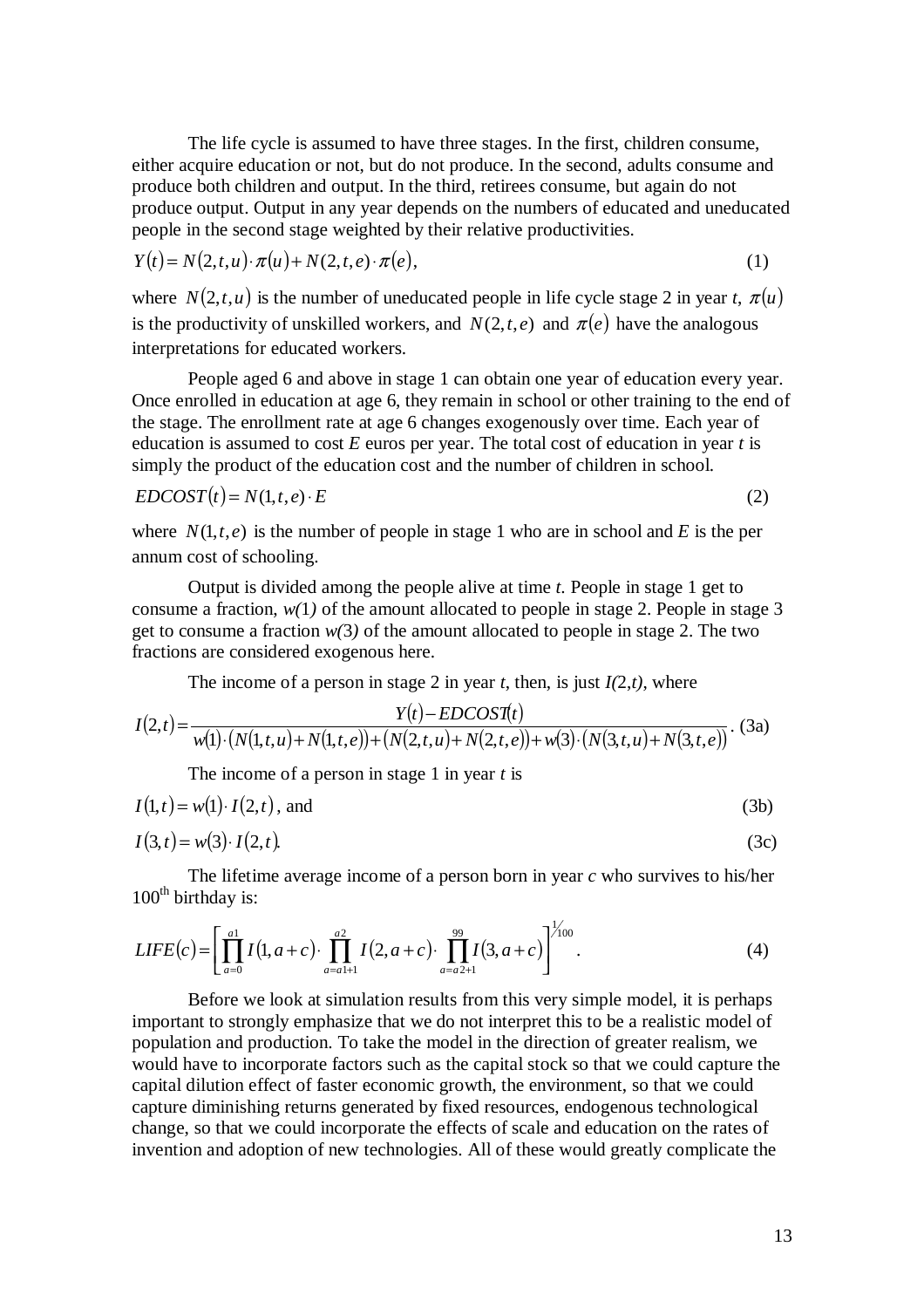The life cycle is assumed to have three stages. In the first, children consume, either acquire education or not, but do not produce. In the second, adults consume and produce both children and output. In the third, retirees consume, but again do not produce output. Output in any year depends on the numbers of educated and uneducated people in the second stage weighted by their relative productivities.

$$Y(t) = N(2,t,u)\cdot \pi(u) + N(2,t,e)\cdot \pi(e), \tag{1}$$

where $N(2,t,u)$ is the number of uneducated people in life cycle stage 2 in year *t*, $\pi(u)$ is the productivity of unskilled workers, and $N(2,t,e)$ and $\pi(e)$ have the analogous interpretations for educated workers.

People aged 6 and above in stage 1 can obtain one year of education every year. Once enrolled in education at age 6, they remain in school or other training to the end of the stage. The enrollment rate at age 6 changes exogenously over time. Each year of education is assumed to cost *E* euros per year. The total cost of education in year *t* is simply the product of the education cost and the number of children in school.

$$EDCOST(t) = N(1,t,e)\cdot E \tag{2}$$

where $N(1,t,e)$ is the number of people in stage 1 who are in school and *E* is the per annum cost of schooling.

Output is divided among the people alive at time *t*. People in stage 1 get to consume a fraction, *w(*1*)* of the amount allocated to people in stage 2. People in stage 3 get to consume a fraction *w(*3*)* of the amount allocated to people in stage 2. The two fractions are considered exogenous here.

The income of a person in stage 2 in year *t*, then, is just *I(*2,*t)*, where

$$I(2,t) = \frac{Y(t) - EDCOST(t)}{w(1)\cdot\left(N(1,t,u)+N(1,t,e)\right)+\left(N(2,t,u)+N(2,t,e)\right)+w(3)\cdot\left(N(3,t,u)+N(3,t,e)\right)}. \tag{3a}$$

The income of a person in stage 1 in year *t* is

$$I(1,t) = w(1)\cdot I(2,t), \text{ and} \tag{3b}$$

$$I(3,t) = w(3)\cdot I(2,t). \tag{3c}$$

The lifetime average income of a person born in year *c* who survives to his/her 100th birthday is:

$$LIFE(c) = \left[\prod_{a=0}^{a1} I(1,a+c)\cdot \prod_{a=a1+1}^{a2} I(2,a+c)\cdot \prod_{a=a2+1}^{99} I(3,a+c)\right]^{1/100}. \tag{4}$$

Before we look at simulation results from this very simple model, it is perhaps important to strongly emphasize that we do not interpret this to be a realistic model of population and production. To take the model in the direction of greater realism, we would have to incorporate factors such as the capital stock so that we could capture the capital dilution effect of faster economic growth, the environment, so that we could capture diminishing returns generated by fixed resources, endogenous technological change, so that we could incorporate the effects of scale and education on the rates of invention and adoption of new technologies. All of these would greatly complicate the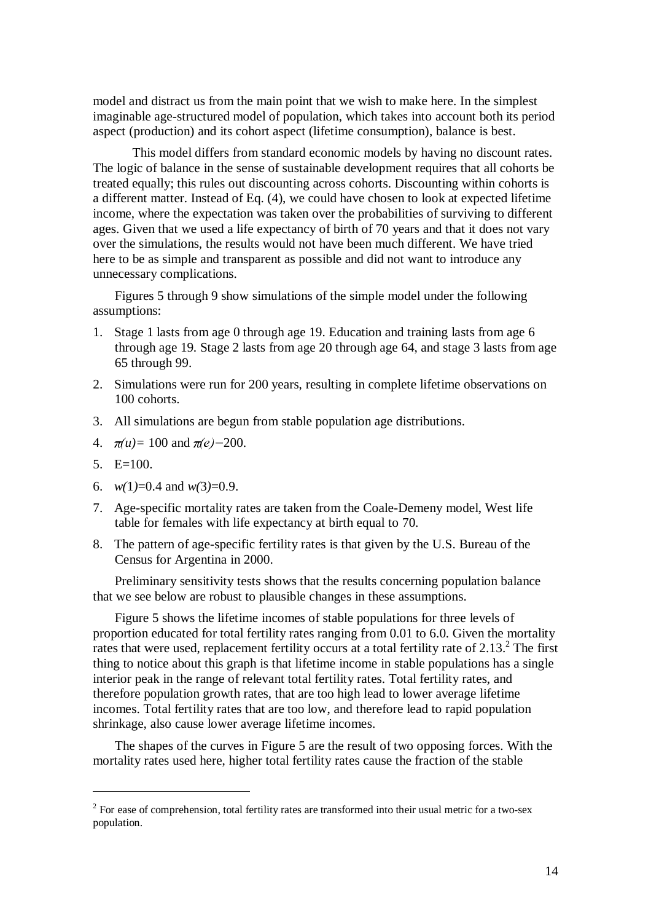model and distract us from the main point that we wish to make here. In the simplest imaginable age-structured model of population, which takes into account both its period aspect (production) and its cohort aspect (lifetime consumption), balance is best.

This model differs from standard economic models by having no discount rates. The logic of balance in the sense of sustainable development requires that all cohorts be treated equally; this rules out discounting across cohorts. Discounting within cohorts is a different matter. Instead of Eq. (4), we could have chosen to look at expected lifetime income, where the expectation was taken over the probabilities of surviving to different ages. Given that we used a life expectancy of birth of 70 years and that it does not vary over the simulations, the results would not have been much different. We have tried here to be as simple and transparent as possible and did not want to introduce any unnecessary complications.

Figures 5 through 9 show simulations of the simple model under the following assumptions:

1. Stage 1 lasts from age 0 through age 19. Education and training lasts from age 6 through age 19. Stage 2 lasts from age 20 through age 64, and stage 3 lasts from age 65 through 99.
2. Simulations were run for 200 years, resulting in complete lifetime observations on 100 cohorts.
3. All simulations are begun from stable population age distributions.
4. $\pi(u) = 100$ and $\pi(e) = 200$.
5. E=100.
6. $w(1)=0.4$ and $w(3)=0.9$.
7. Age-specific mortality rates are taken from the Coale-Demeny model, West life table for females with life expectancy at birth equal to 70.
8. The pattern of age-specific fertility rates is that given by the U.S. Bureau of the Census for Argentina in 2000.

Preliminary sensitivity tests shows that the results concerning population balance that we see below are robust to plausible changes in these assumptions.

Figure 5 shows the lifetime incomes of stable populations for three levels of proportion educated for total fertility rates ranging from 0.01 to 6.0. Given the mortality rates that were used, replacement fertility occurs at a total fertility rate of 2.13.[2] The first thing to notice about this graph is that lifetime income in stable populations has a single interior peak in the range of relevant total fertility rates. Total fertility rates, and therefore population growth rates, that are too high lead to lower average lifetime incomes. Total fertility rates that are too low, and therefore lead to rapid population shrinkage, also cause lower average lifetime incomes.

The shapes of the curves in Figure 5 are the result of two opposing forces. With the mortality rates used here, higher total fertility rates cause the fraction of the stable

[2] For ease of comprehension, total fertility rates are transformed into their usual metric for a two-sex population.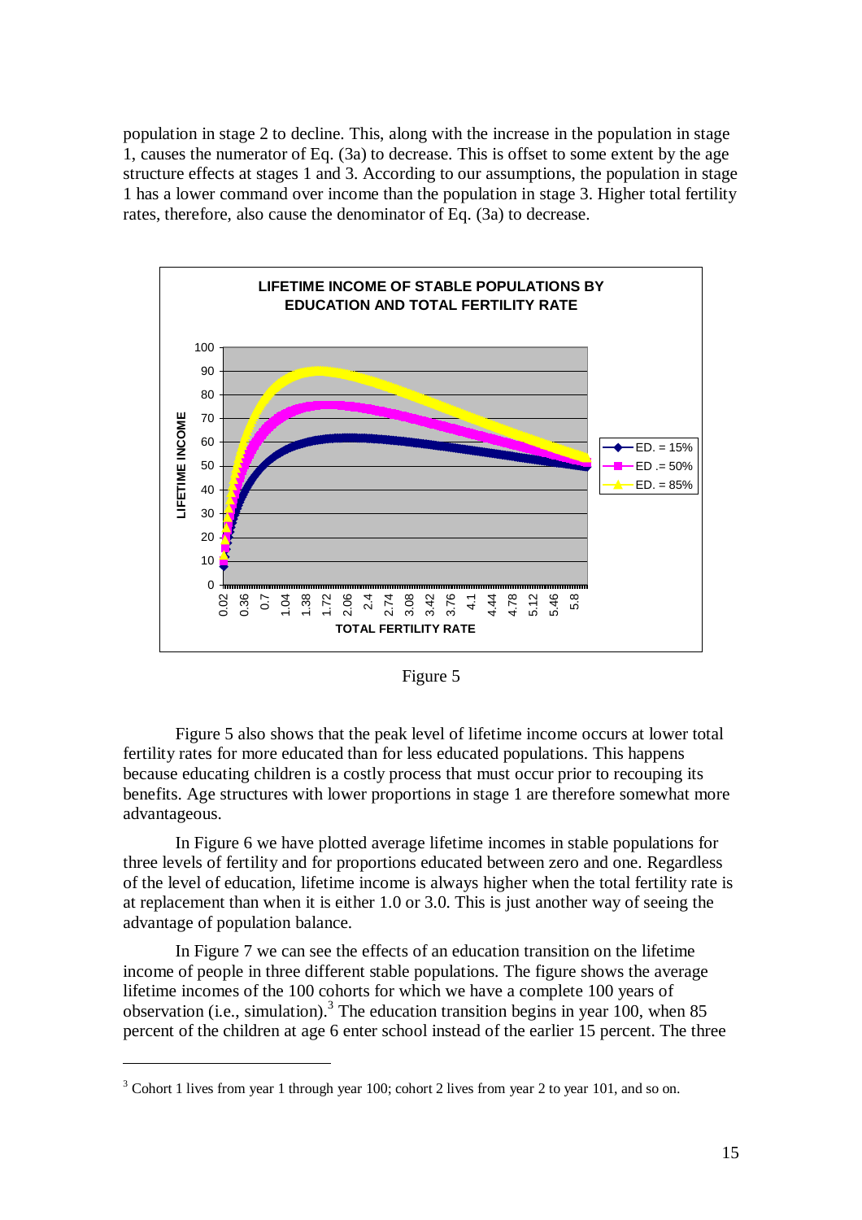population in stage 2 to decline. This, along with the increase in the population in stage 1, causes the numerator of Eq. (3a) to decrease. This is offset to some extent by the age structure effects at stages 1 and 3. According to our assumptions, the population in stage 1 has a lower command over income than the population in stage 3. Higher total fertility rates, therefore, also cause the denominator of Eq. (3a) to decrease.

Figure 5

Figure 5 also shows that the peak level of lifetime income occurs at lower total fertility rates for more educated than for less educated populations. This happens because educating children is a costly process that must occur prior to recouping its benefits. Age structures with lower proportions in stage 1 are therefore somewhat more advantageous.

In Figure 6 we have plotted average lifetime incomes in stable populations for three levels of fertility and for proportions educated between zero and one. Regardless of the level of education, lifetime income is always higher when the total fertility rate is at replacement than when it is either 1.0 or 3.0. This is just another way of seeing the advantage of population balance.

In Figure 7 we can see the effects of an education transition on the lifetime income of people in three different stable populations. The figure shows the average lifetime incomes of the 100 cohorts for which we have a complete 100 years of observation (i.e., simulation).[3] The education transition begins in year 100, when 85 percent of the children at age 6 enter school instead of the earlier 15 percent. The three

[3] Cohort 1 lives from year 1 through year 100; cohort 2 lives from year 2 to year 101, and so on.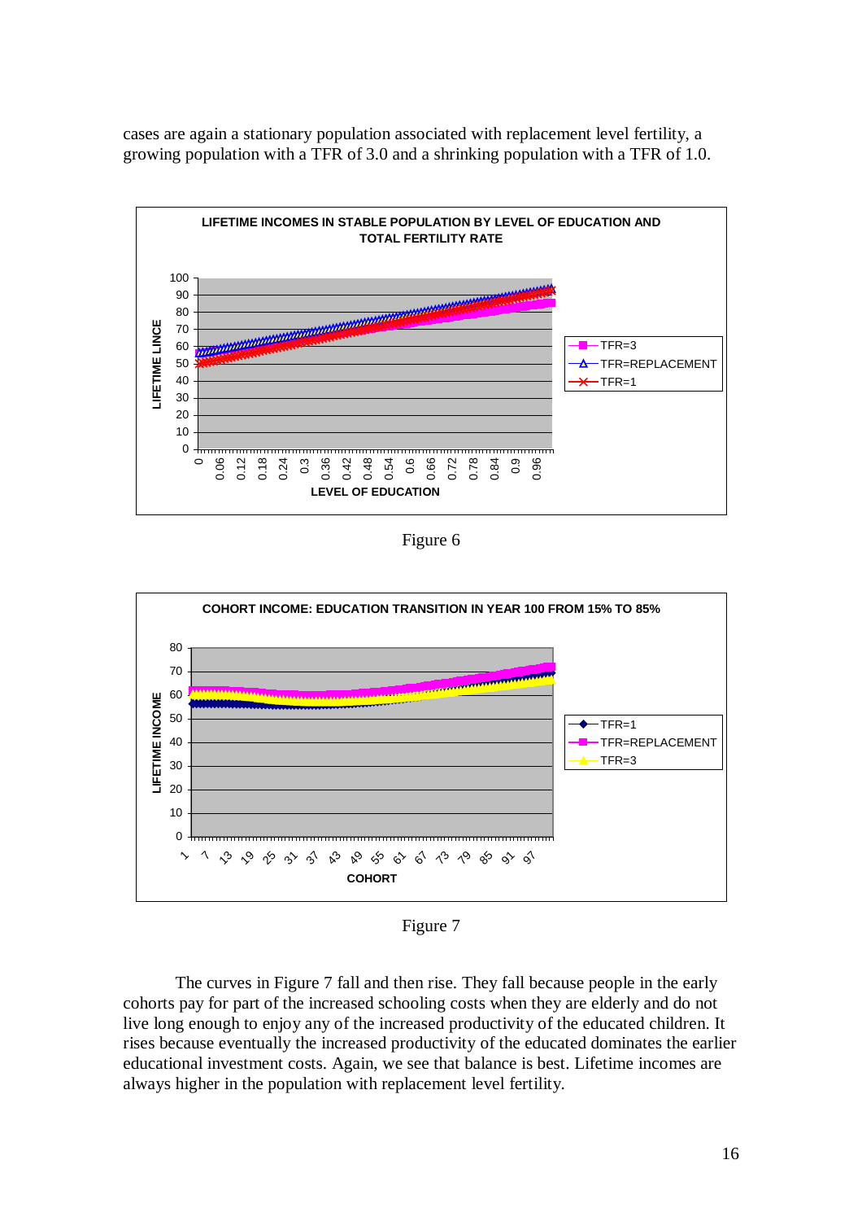cases are again a stationary population associated with replacement level fertility, a growing population with a TFR of 3.0 and a shrinking population with a TFR of 1.0.

Figure 6

Figure 7

The curves in Figure 7 fall and then rise. They fall because people in the early cohorts pay for part of the increased schooling costs when they are elderly and do not live long enough to enjoy any of the increased productivity of the educated children. It rises because eventually the increased productivity of the educated dominates the earlier educational investment costs. Again, we see that balance is best. Lifetime incomes are always higher in the population with replacement level fertility.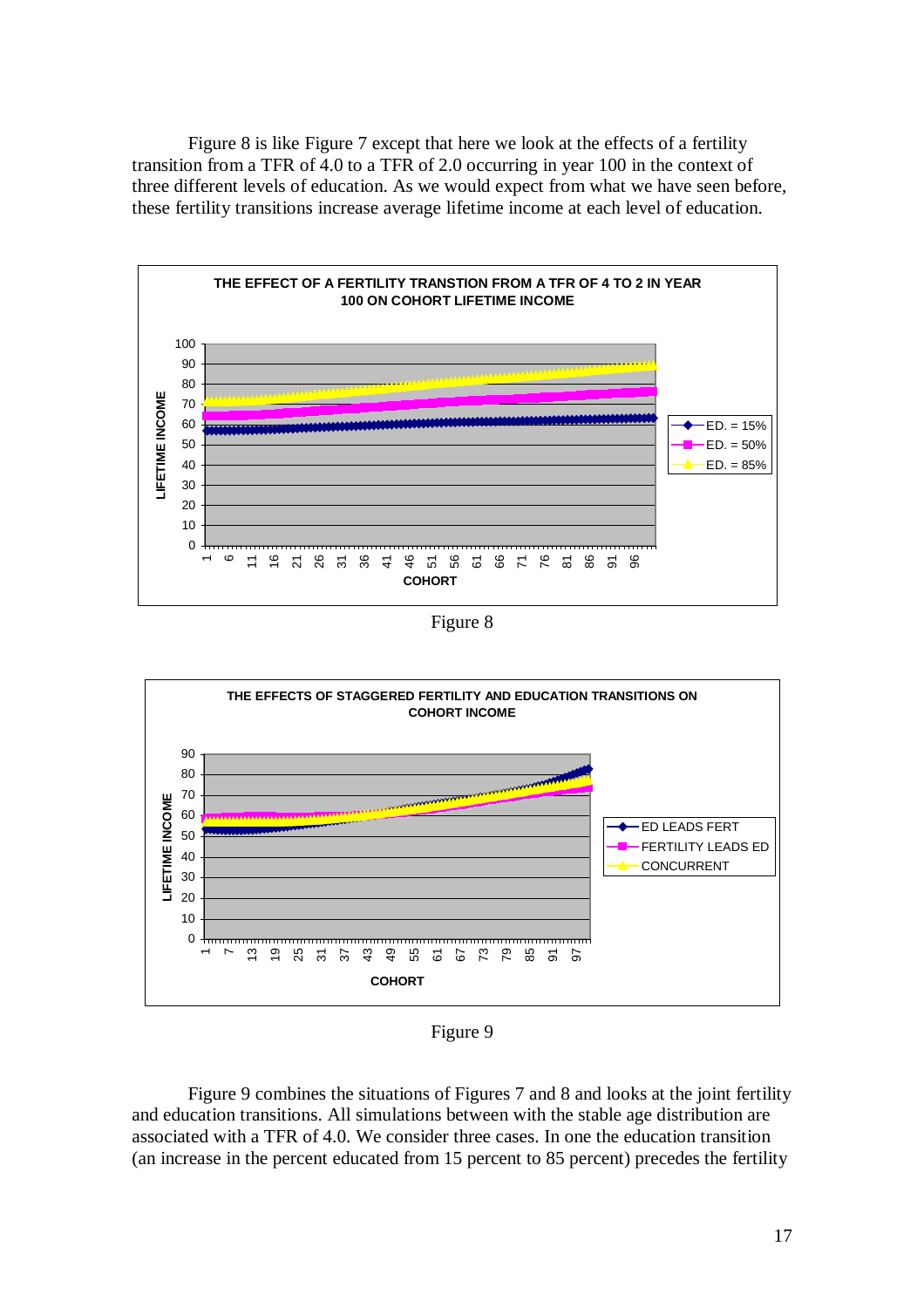Figure 8 is like Figure 7 except that here we look at the effects of a fertility transition from a TFR of 4.0 to a TFR of 2.0 occurring in year 100 in the context of three different levels of education. As we would expect from what we have seen before, these fertility transitions increase average lifetime income at each level of education.

Figure 8

Figure 9

Figure 9 combines the situations of Figures 7 and 8 and looks at the joint fertility and education transitions. All simulations between with the stable age distribution are associated with a TFR of 4.0. We consider three cases. In one the education transition (an increase in the percent educated from 15 percent to 85 percent) precedes the fertility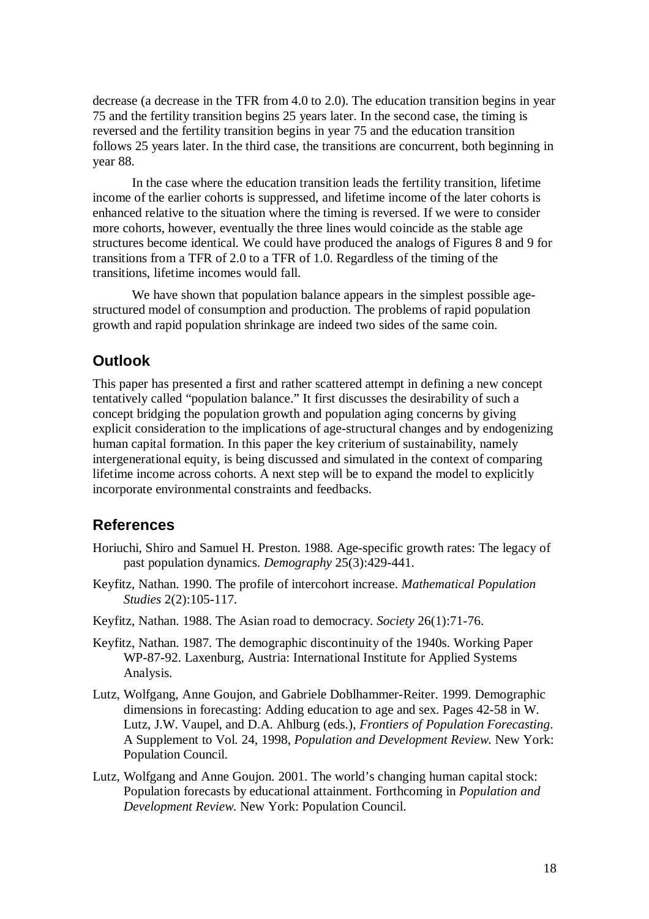decrease (a decrease in the TFR from 4.0 to 2.0). The education transition begins in year 75 and the fertility transition begins 25 years later. In the second case, the timing is reversed and the fertility transition begins in year 75 and the education transition follows 25 years later. In the third case, the transitions are concurrent, both beginning in year 88.

In the case where the education transition leads the fertility transition, lifetime income of the earlier cohorts is suppressed, and lifetime income of the later cohorts is enhanced relative to the situation where the timing is reversed. If we were to consider more cohorts, however, eventually the three lines would coincide as the stable age structures become identical. We could have produced the analogs of Figures 8 and 9 for transitions from a TFR of 2.0 to a TFR of 1.0. Regardless of the timing of the transitions, lifetime incomes would fall.

We have shown that population balance appears in the simplest possible age-structured model of consumption and production. The problems of rapid population growth and rapid population shrinkage are indeed two sides of the same coin.

## Outlook

This paper has presented a first and rather scattered attempt in defining a new concept tentatively called "population balance." It first discusses the desirability of such a concept bridging the population growth and population aging concerns by giving explicit consideration to the implications of age-structural changes and by endogenizing human capital formation. In this paper the key criterium of sustainability, namely intergenerational equity, is being discussed and simulated in the context of comparing lifetime income across cohorts. A next step will be to expand the model to explicitly incorporate environmental constraints and feedbacks.

## References

Horiuchi, Shiro and Samuel H. Preston. 1988. Age-specific growth rates: The legacy of past population dynamics. *Demography* 25(3):429-441.

Keyfitz, Nathan. 1990. The profile of intercohort increase. *Mathematical Population Studies* 2(2):105-117.

Keyfitz, Nathan. 1988. The Asian road to democracy. *Society* 26(1):71-76.

Keyfitz, Nathan. 1987. The demographic discontinuity of the 1940s. Working Paper WP-87-92. Laxenburg, Austria: International Institute for Applied Systems Analysis.

Lutz, Wolfgang, Anne Goujon, and Gabriele Doblhammer-Reiter. 1999. Demographic dimensions in forecasting: Adding education to age and sex. Pages 42-58 in W. Lutz, J.W. Vaupel, and D.A. Ahlburg (eds.), *Frontiers of Population Forecasting*. A Supplement to Vol. 24, 1998, *Population and Development Review*. New York: Population Council.

Lutz, Wolfgang and Anne Goujon. 2001. The world's changing human capital stock: Population forecasts by educational attainment. Forthcoming in *Population and Development Review*. New York: Population Council.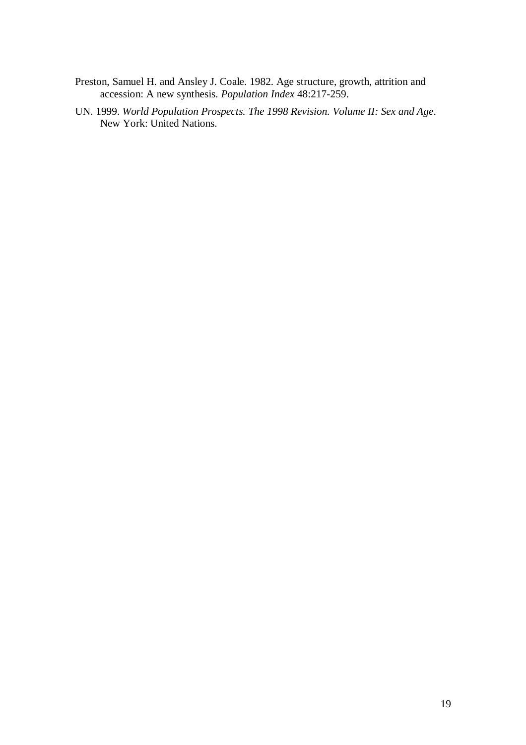Preston, Samuel H. and Ansley J. Coale. 1982. Age structure, growth, attrition and accession: A new synthesis. *Population Index* 48:217-259.

UN. 1999. *World Population Prospects. The 1998 Revision. Volume II: Sex and Age*. New York: United Nations.